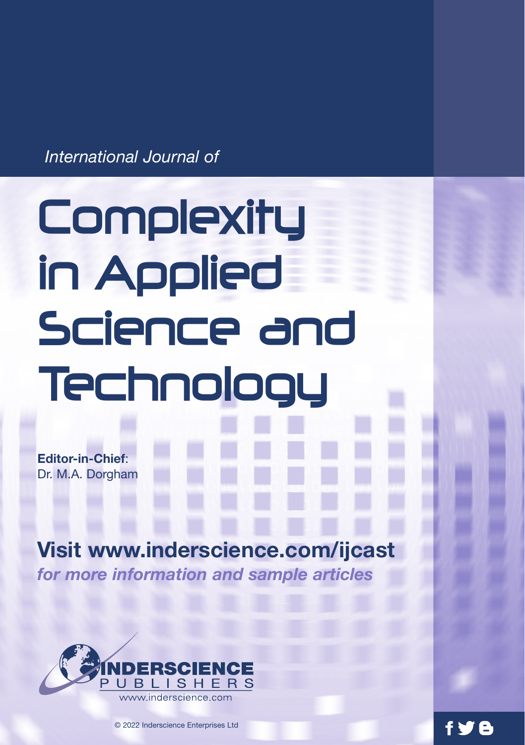*International Journal of*

# Complexity in Applied Science and Technology

**Editor-in-Chief**:
Dr. M.A. Dorgham

## Visit www.inderscience.com/ijcast

***for more information and sample articles***

INDERSCIENCE PUBLISHERS
www.inderscience.com

© 2022 Inderscience Enterprises Ltd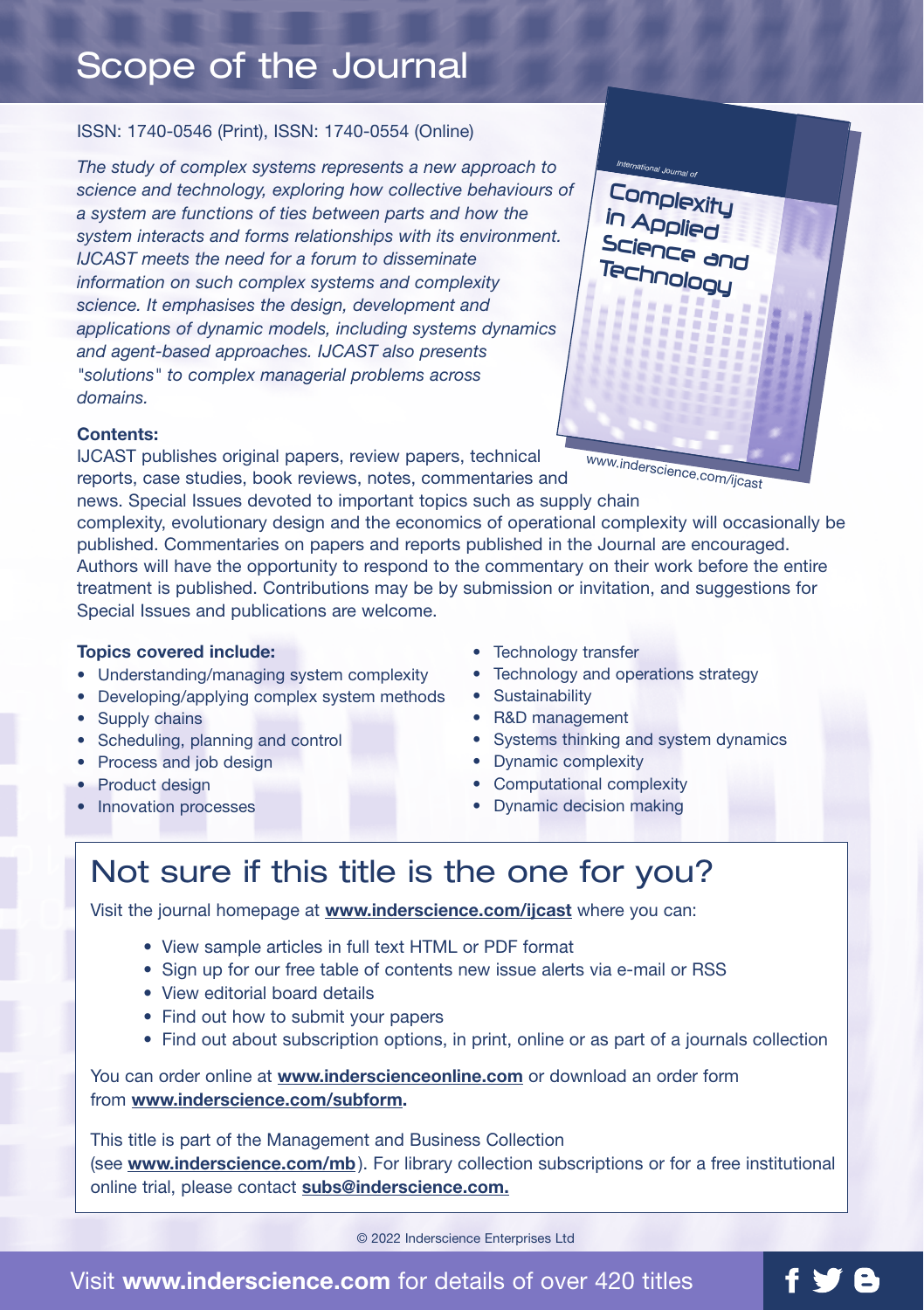# Scope of the Journal

ISSN: 1740-0546 (Print), ISSN: 1740-0554 (Online)

*The study of complex systems represents a new approach to science and technology, exploring how collective behaviours of a system are functions of ties between parts and how the system interacts and forms relationships with its environment. IJCAST meets the need for a forum to disseminate information on such complex systems and complexity science. It emphasises the design, development and applications of dynamic models, including systems dynamics and agent-based approaches. IJCAST also presents "solutions" to complex managerial problems across domains.*

**Contents:**
IJCAST publishes original papers, review papers, technical reports, case studies, book reviews, notes, commentaries and news. Special Issues devoted to important topics such as supply chain complexity, evolutionary design and the economics of operational complexity will occasionally be published. Commentaries on papers and reports published in the Journal are encouraged. Authors will have the opportunity to respond to the commentary on their work before the entire treatment is published. Contributions may be by submission or invitation, and suggestions for Special Issues and publications are welcome.

**Topics covered include:**

- Understanding/managing system complexity
- Developing/applying complex system methods
- Supply chains
- Scheduling, planning and control
- Process and job design
- Product design
- Innovation processes
- Technology transfer
- Technology and operations strategy
- Sustainability
- R&D management
- Systems thinking and system dynamics
- Dynamic complexity
- Computational complexity
- Dynamic decision making

## Not sure if this title is the one for you?

Visit the journal homepage at **www.inderscience.com/ijcast** where you can:

- View sample articles in full text HTML or PDF format
- Sign up for our free table of contents new issue alerts via e-mail or RSS
- View editorial board details
- Find out how to submit your papers
- Find out about subscription options, in print, online or as part of a journals collection

You can order online at **www.inderscienceonline.com** or download an order form from **www.inderscience.com/subform.**

This title is part of the Management and Business Collection (see **www.inderscience.com/mb**). For library collection subscriptions or for a free institutional online trial, please contact **subs@inderscience.com.**

© 2022 Inderscience Enterprises Ltd

Visit **www.inderscience.com** for details of over 420 titles